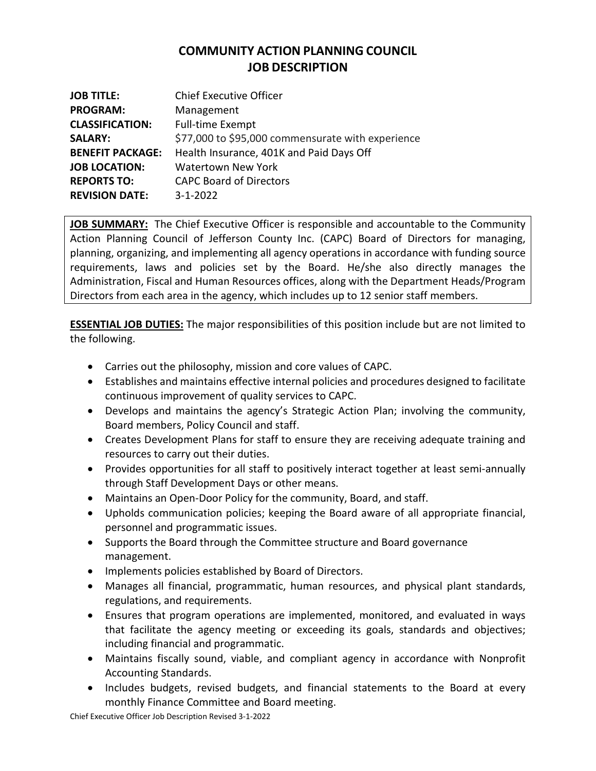# COMMUNITY ACTION PLANNING COUNCIL
# JOB DESCRIPTION

| | |
|---|---|
| **JOB TITLE:** | Chief Executive Officer |
| **PROGRAM:** | Management |
| **CLASSIFICATION:** | Full-time Exempt |
| **SALARY:** | $77,000 to $95,000 commensurate with experience |
| **BENEFIT PACKAGE:** | Health Insurance, 401K and Paid Days Off |
| **JOB LOCATION:** | Watertown New York |
| **REPORTS TO:** | CAPC Board of Directors |
| **REVISION DATE:** | 3-1-2022 |

**JOB SUMMARY:** The Chief Executive Officer is responsible and accountable to the Community Action Planning Council of Jefferson County Inc. (CAPC) Board of Directors for managing, planning, organizing, and implementing all agency operations in accordance with funding source requirements, laws and policies set by the Board. He/she also directly manages the Administration, Fiscal and Human Resources offices, along with the Department Heads/Program Directors from each area in the agency, which includes up to 12 senior staff members.

**ESSENTIAL JOB DUTIES:** The major responsibilities of this position include but are not limited to the following.

- Carries out the philosophy, mission and core values of CAPC.
- Establishes and maintains effective internal policies and procedures designed to facilitate continuous improvement of quality services to CAPC.
- Develops and maintains the agency's Strategic Action Plan; involving the community, Board members, Policy Council and staff.
- Creates Development Plans for staff to ensure they are receiving adequate training and resources to carry out their duties.
- Provides opportunities for all staff to positively interact together at least semi-annually through Staff Development Days or other means.
- Maintains an Open-Door Policy for the community, Board, and staff.
- Upholds communication policies; keeping the Board aware of all appropriate financial, personnel and programmatic issues.
- Supports the Board through the Committee structure and Board governance management.
- Implements policies established by Board of Directors.
- Manages all financial, programmatic, human resources, and physical plant standards, regulations, and requirements.
- Ensures that program operations are implemented, monitored, and evaluated in ways that facilitate the agency meeting or exceeding its goals, standards and objectives; including financial and programmatic.
- Maintains fiscally sound, viable, and compliant agency in accordance with Nonprofit Accounting Standards.
- Includes budgets, revised budgets, and financial statements to the Board at every monthly Finance Committee and Board meeting.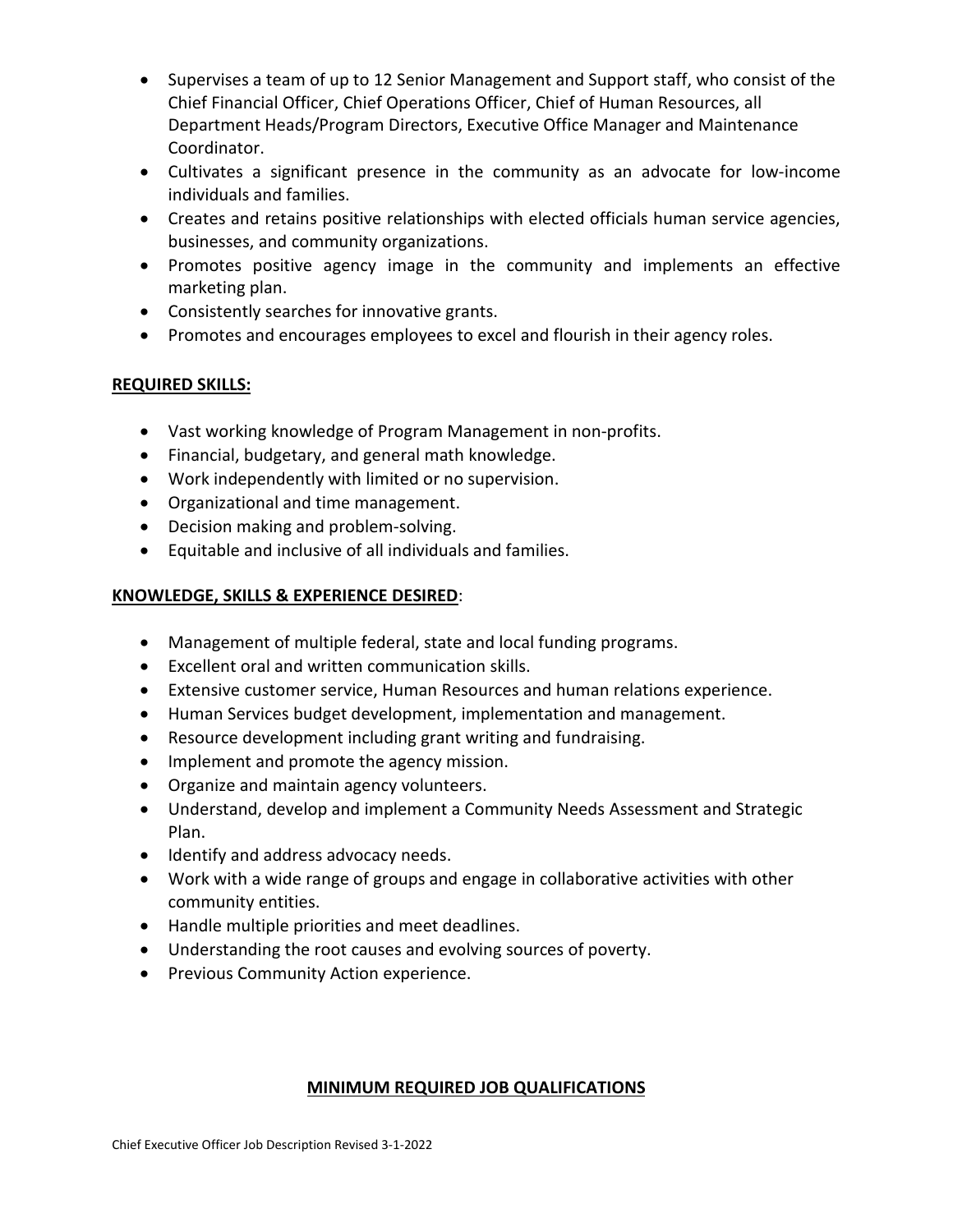- Supervises a team of up to 12 Senior Management and Support staff, who consist of the Chief Financial Officer, Chief Operations Officer, Chief of Human Resources, all Department Heads/Program Directors, Executive Office Manager and Maintenance Coordinator.
- Cultivates a significant presence in the community as an advocate for low-income individuals and families.
- Creates and retains positive relationships with elected officials human service agencies, businesses, and community organizations.
- Promotes positive agency image in the community and implements an effective marketing plan.
- Consistently searches for innovative grants.
- Promotes and encourages employees to excel and flourish in their agency roles.

**REQUIRED SKILLS:**

- Vast working knowledge of Program Management in non-profits.
- Financial, budgetary, and general math knowledge.
- Work independently with limited or no supervision.
- Organizational and time management.
- Decision making and problem-solving.
- Equitable and inclusive of all individuals and families.

**KNOWLEDGE, SKILLS & EXPERIENCE DESIRED**:

- Management of multiple federal, state and local funding programs.
- Excellent oral and written communication skills.
- Extensive customer service, Human Resources and human relations experience.
- Human Services budget development, implementation and management.
- Resource development including grant writing and fundraising.
- Implement and promote the agency mission.
- Organize and maintain agency volunteers.
- Understand, develop and implement a Community Needs Assessment and Strategic Plan.
- Identify and address advocacy needs.
- Work with a wide range of groups and engage in collaborative activities with other community entities.
- Handle multiple priorities and meet deadlines.
- Understanding the root causes and evolving sources of poverty.
- Previous Community Action experience.

**MINIMUM REQUIRED JOB QUALIFICATIONS**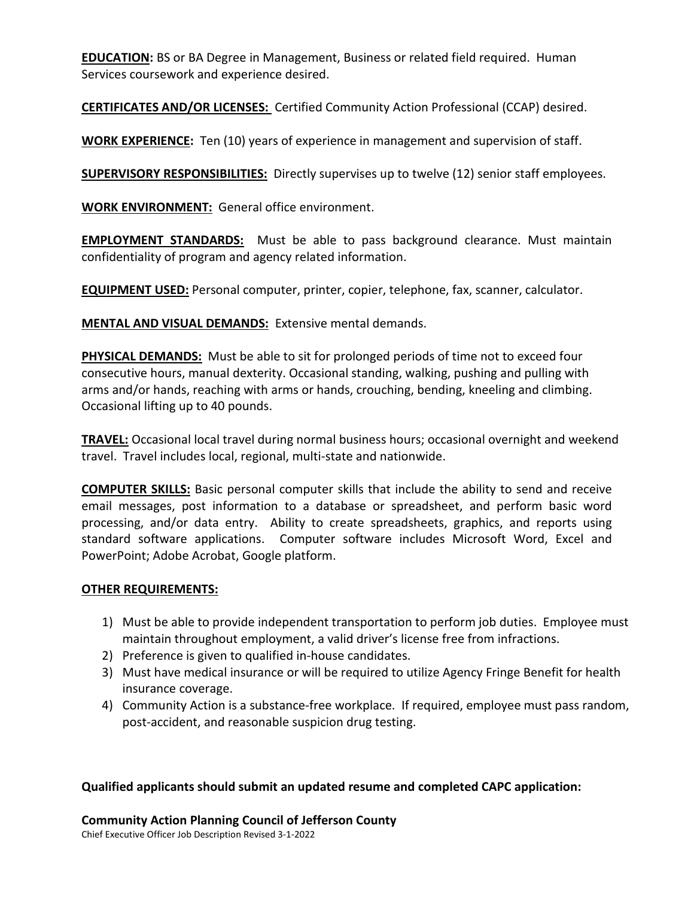**EDUCATION:** BS or BA Degree in Management, Business or related field required. Human Services coursework and experience desired.

**CERTIFICATES AND/OR LICENSES:** Certified Community Action Professional (CCAP) desired.

**WORK EXPERIENCE:** Ten (10) years of experience in management and supervision of staff.

**SUPERVISORY RESPONSIBILITIES:** Directly supervises up to twelve (12) senior staff employees.

**WORK ENVIRONMENT:** General office environment.

**EMPLOYMENT STANDARDS:** Must be able to pass background clearance. Must maintain confidentiality of program and agency related information.

**EQUIPMENT USED:** Personal computer, printer, copier, telephone, fax, scanner, calculator.

**MENTAL AND VISUAL DEMANDS:** Extensive mental demands.

**PHYSICAL DEMANDS:** Must be able to sit for prolonged periods of time not to exceed four consecutive hours, manual dexterity. Occasional standing, walking, pushing and pulling with arms and/or hands, reaching with arms or hands, crouching, bending, kneeling and climbing. Occasional lifting up to 40 pounds.

**TRAVEL:** Occasional local travel during normal business hours; occasional overnight and weekend travel. Travel includes local, regional, multi-state and nationwide.

**COMPUTER SKILLS:** Basic personal computer skills that include the ability to send and receive email messages, post information to a database or spreadsheet, and perform basic word processing, and/or data entry. Ability to create spreadsheets, graphics, and reports using standard software applications. Computer software includes Microsoft Word, Excel and PowerPoint; Adobe Acrobat, Google platform.

**OTHER REQUIREMENTS:**

1) Must be able to provide independent transportation to perform job duties. Employee must maintain throughout employment, a valid driver's license free from infractions.
2) Preference is given to qualified in-house candidates.
3) Must have medical insurance or will be required to utilize Agency Fringe Benefit for health insurance coverage.
4) Community Action is a substance-free workplace. If required, employee must pass random, post-accident, and reasonable suspicion drug testing.

**Qualified applicants should submit an updated resume and completed CAPC application:**

**Community Action Planning Council of Jefferson County**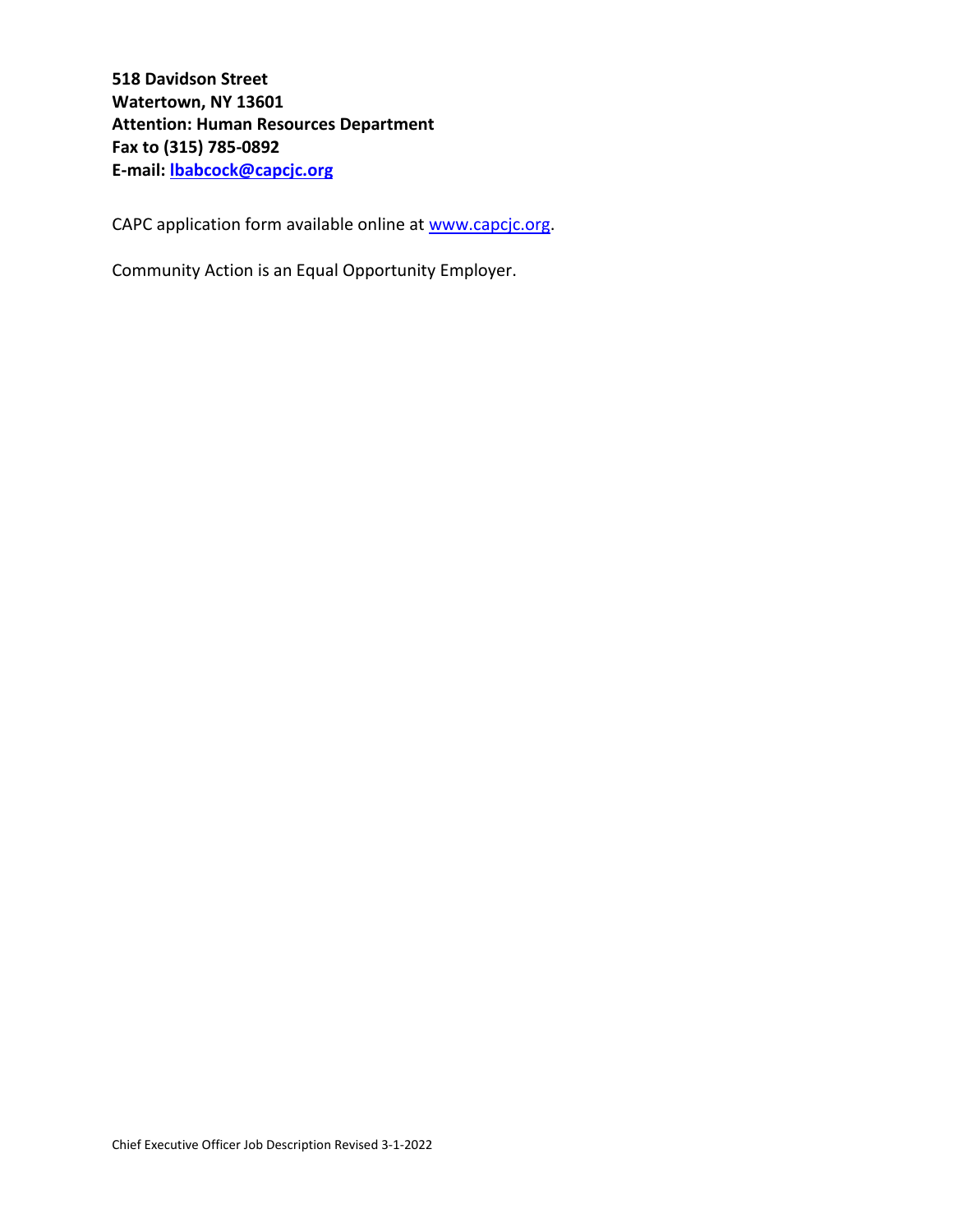**518 Davidson Street**
**Watertown, NY 13601**
**Attention: Human Resources Department**
**Fax to (315) 785-0892**
**E-mail: lbabcock@capcjc.org**

CAPC application form available online at www.capcjc.org.

Community Action is an Equal Opportunity Employer.